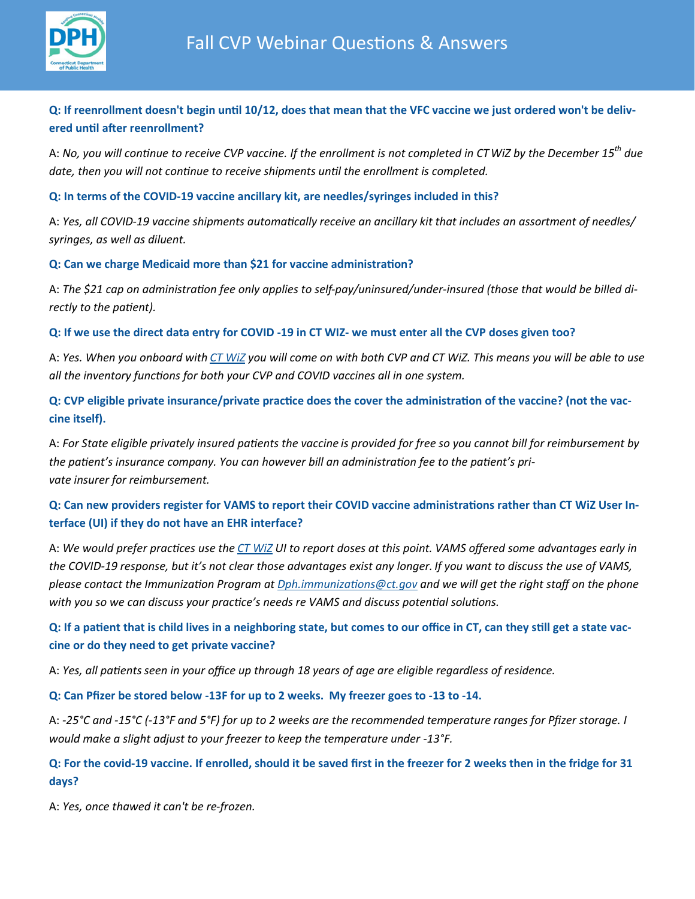# Fall CVP Webinar Questions & Answers

**Q: If reenrollment doesn't begin until 10/12, does that mean that the VFC vaccine we just ordered won't be delivered until after reenrollment?**

A: *No, you will continue to receive CVP vaccine. If the enrollment is not completed in CT WiZ by the December 15th due date, then you will not continue to receive shipments until the enrollment is completed.*

**Q: In terms of the COVID-19 vaccine ancillary kit, are needles/syringes included in this?**

A: *Yes, all COVID-19 vaccine shipments automatically receive an ancillary kit that includes an assortment of needles/syringes, as well as diluent.*

**Q: Can we charge Medicaid more than $21 for vaccine administration?**

A: *The $21 cap on administration fee only applies to self-pay/uninsured/under-insured (those that would be billed directly to the patient).*

**Q: If we use the direct data entry for COVID -19 in CT WIZ- we must enter all the CVP doses given too?**

A: *Yes. When you onboard with CT WiZ you will come on with both CVP and CT WiZ. This means you will be able to use all the inventory functions for both your CVP and COVID vaccines all in one system.*

**Q: CVP eligible private insurance/private practice does the cover the administration of the vaccine? (not the vaccine itself).**

A: *For State eligible privately insured patients the vaccine is provided for free so you cannot bill for reimbursement by the patient's insurance company. You can however bill an administration fee to the patient's private insurer for reimbursement.*

**Q: Can new providers register for VAMS to report their COVID vaccine administrations rather than CT WiZ User Interface (UI) if they do not have an EHR interface?**

A: *We would prefer practices use the CT WiZ UI to report doses at this point. VAMS offered some advantages early in the COVID-19 response, but it's not clear those advantages exist any longer. If you want to discuss the use of VAMS, please contact the Immunization Program at Dph.immunizations@ct.gov and we will get the right staff on the phone with you so we can discuss your practice's needs re VAMS and discuss potential solutions.*

**Q: If a patient that is child lives in a neighboring state, but comes to our office in CT, can they still get a state vaccine or do they need to get private vaccine?**

A: *Yes, all patients seen in your office up through 18 years of age are eligible regardless of residence.*

**Q: Can Pfizer be stored below -13F for up to 2 weeks. My freezer goes to -13 to -14.**

A: *-25°C and -15°C (-13°F and 5°F) for up to 2 weeks are the recommended temperature ranges for Pfizer storage. I would make a slight adjust to your freezer to keep the temperature under -13°F.*

**Q: For the covid-19 vaccine. If enrolled, should it be saved first in the freezer for 2 weeks then in the fridge for 31 days?**

A: *Yes, once thawed it can't be re-frozen.*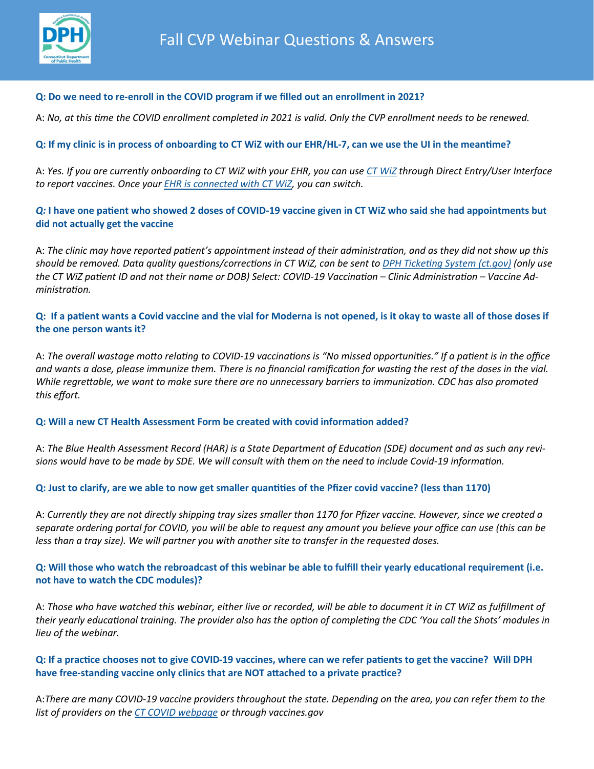# Fall CVP Webinar Questions & Answers

**Q: Do we need to re-enroll in the COVID program if we filled out an enrollment in 2021?**

A: *No, at this time the COVID enrollment completed in 2021 is valid. Only the CVP enrollment needs to be renewed.*

**Q: If my clinic is in process of onboarding to CT WiZ with our EHR/HL-7, can we use the UI in the meantime?**

A: *Yes. If you are currently onboarding to CT WiZ with your EHR, you can use CT WiZ through Direct Entry/User Interface to report vaccines. Once your EHR is connected with CT WiZ, you can switch.*

***Q:*** **I have one patient who showed 2 doses of COVID-19 vaccine given in CT WiZ who said she had appointments but did not actually get the vaccine**

A: *The clinic may have reported patient's appointment instead of their administration, and as they did not show up this should be removed. Data quality questions/corrections in CT WiZ, can be sent to DPH Ticketing System (ct.gov) (only use the CT WiZ patient ID and not their name or DOB) Select: COVID-19 Vaccination – Clinic Administration – Vaccine Administration.*

**Q: If a patient wants a Covid vaccine and the vial for Moderna is not opened, is it okay to waste all of those doses if the one person wants it?**

A: *The overall wastage motto relating to COVID-19 vaccinations is "No missed opportunities." If a patient is in the office and wants a dose, please immunize them. There is no financial ramification for wasting the rest of the doses in the vial. While regrettable, we want to make sure there are no unnecessary barriers to immunization. CDC has also promoted this effort.*

**Q: Will a new CT Health Assessment Form be created with covid information added?**

A: *The Blue Health Assessment Record (HAR) is a State Department of Education (SDE) document and as such any revisions would have to be made by SDE. We will consult with them on the need to include Covid-19 information.*

**Q: Just to clarify, are we able to now get smaller quantities of the Pfizer covid vaccine? (less than 1170)**

A: *Currently they are not directly shipping tray sizes smaller than 1170 for Pfizer vaccine. However, since we created a separate ordering portal for COVID, you will be able to request any amount you believe your office can use (this can be less than a tray size). We will partner you with another site to transfer in the requested doses.*

**Q: Will those who watch the rebroadcast of this webinar be able to fulfill their yearly educational requirement (i.e. not have to watch the CDC modules)?**

A: *Those who have watched this webinar, either live or recorded, will be able to document it in CT WiZ as fulfillment of their yearly educational training. The provider also has the option of completing the CDC 'You call the Shots' modules in lieu of the webinar.*

**Q: If a practice chooses not to give COVID-19 vaccines, where can we refer patients to get the vaccine? Will DPH have free-standing vaccine only clinics that are NOT attached to a private practice?**

A: *There are many COVID-19 vaccine providers throughout the state. Depending on the area, you can refer them to the list of providers on the CT COVID webpage or through vaccines.gov*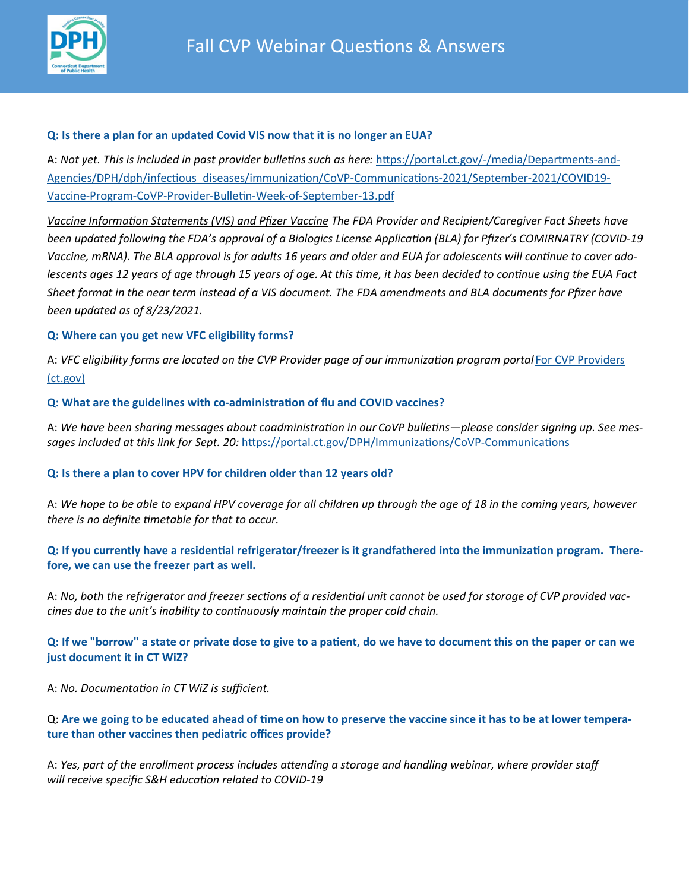# Fall CVP Webinar Questions & Answers

**Q: Is there a plan for an updated Covid VIS now that it is no longer an EUA?**

A: *Not yet. This is included in past provider bulletins such as here:* [https://portal.ct.gov/-/media/Departments-and-Agencies/DPH/dph/infectious_diseases/immunization/CoVP-Communications-2021/September-2021/COVID19-Vaccine-Program-CoVP-Provider-Bulletin-Week-of-September-13.pdf](https://portal.ct.gov/-/media/Departments-and-Agencies/DPH/dph/infectious_diseases/immunization/CoVP-Communications-2021/September-2021/COVID19-Vaccine-Program-CoVP-Provider-Bulletin-Week-of-September-13.pdf)

*Vaccine Information Statements (VIS) and Pfizer Vaccine* *The FDA Provider and Recipient/Caregiver Fact Sheets have been updated following the FDA's approval of a Biologics License Application (BLA) for Pfizer's COMIRNATRY (COVID-19 Vaccine, mRNA). The BLA approval is for adults 16 years and older and EUA for adolescents will continue to cover adolescents ages 12 years of age through 15 years of age. At this time, it has been decided to continue using the EUA Fact Sheet format in the near term instead of a VIS document. The FDA amendments and BLA documents for Pfizer have been updated as of 8/23/2021.*

**Q: Where can you get new VFC eligibility forms?**

A: *VFC eligibility forms are located on the CVP Provider page of our immunization program portal* For CVP Providers (ct.gov)

**Q: What are the guidelines with co-administration of flu and COVID vaccines?**

A: *We have been sharing messages about coadministration in our CoVP bulletins—please consider signing up. See messages included at this link for Sept. 20:* [https://portal.ct.gov/DPH/Immunizations/CoVP-Communications](https://portal.ct.gov/DPH/Immunizations/CoVP-Communications)

**Q: Is there a plan to cover HPV for children older than 12 years old?**

A: *We hope to be able to expand HPV coverage for all children up through the age of 18 in the coming years, however there is no definite timetable for that to occur.*

**Q: If you currently have a residential refrigerator/freezer is it grandfathered into the immunization program. Therefore, we can use the freezer part as well.**

A: *No, both the refrigerator and freezer sections of a residential unit cannot be used for storage of CVP provided vaccines due to the unit's inability to continuously maintain the proper cold chain.*

**Q: If we "borrow" a state or private dose to give to a patient, do we have to document this on the paper or can we just document it in CT WiZ?**

A: *No. Documentation in CT WiZ is sufficient.*

Q: **Are we going to be educated ahead of time on how to preserve the vaccine since it has to be at lower temperature than other vaccines then pediatric offices provide?**

A: *Yes, part of the enrollment process includes attending a storage and handling webinar, where provider staff will receive specific S&H education related to COVID-19*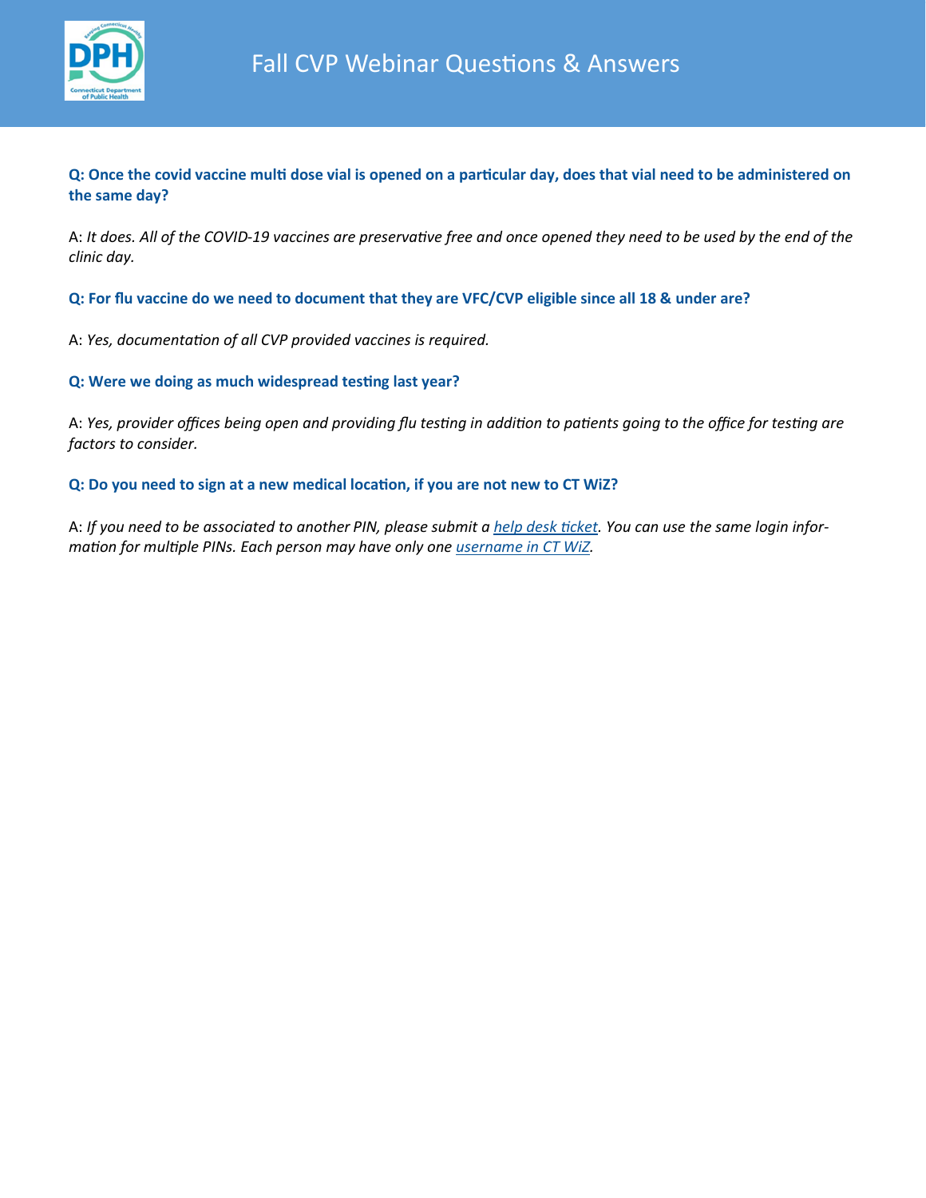**Q: Once the covid vaccine multi dose vial is opened on a particular day, does that vial need to be administered on the same day?**

A: *It does. All of the COVID-19 vaccines are preservative free and once opened they need to be used by the end of the clinic day.*

**Q: For flu vaccine do we need to document that they are VFC/CVP eligible since all 18 & under are?**

A: *Yes, documentation of all CVP provided vaccines is required.*

**Q: Were we doing as much widespread testing last year?**

A: *Yes, provider offices being open and providing flu testing in addition to patients going to the office for testing are factors to consider.*

**Q: Do you need to sign at a new medical location, if you are not new to CT WiZ?**

A: *If you need to be associated to another PIN, please submit a help desk ticket. You can use the same login information for multiple PINs. Each person may have only one username in CT WiZ.*